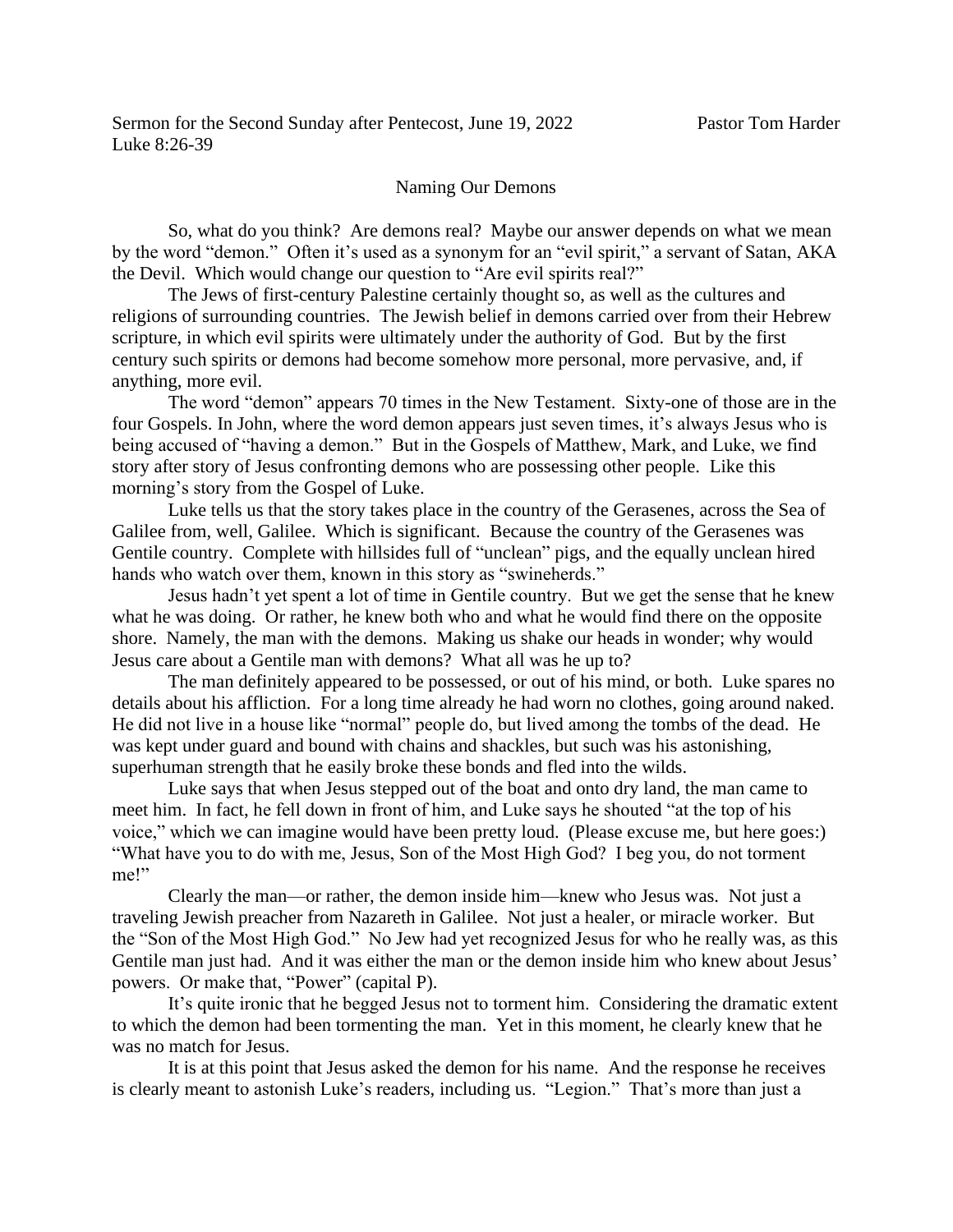Sermon for the Second Sunday after Pentecost, June 19, 2022 Pastor Tom Harder
Luke 8:26-39

## Naming Our Demons

So, what do you think? Are demons real? Maybe our answer depends on what we mean by the word "demon." Often it's used as a synonym for an "evil spirit," a servant of Satan, AKA the Devil. Which would change our question to "Are evil spirits real?"

The Jews of first-century Palestine certainly thought so, as well as the cultures and religions of surrounding countries. The Jewish belief in demons carried over from their Hebrew scripture, in which evil spirits were ultimately under the authority of God. But by the first century such spirits or demons had become somehow more personal, more pervasive, and, if anything, more evil.

The word "demon" appears 70 times in the New Testament. Sixty-one of those are in the four Gospels. In John, where the word demon appears just seven times, it's always Jesus who is being accused of "having a demon." But in the Gospels of Matthew, Mark, and Luke, we find story after story of Jesus confronting demons who are possessing other people. Like this morning's story from the Gospel of Luke.

Luke tells us that the story takes place in the country of the Gerasenes, across the Sea of Galilee from, well, Galilee. Which is significant. Because the country of the Gerasenes was Gentile country. Complete with hillsides full of "unclean" pigs, and the equally unclean hired hands who watch over them, known in this story as "swineherds."

Jesus hadn't yet spent a lot of time in Gentile country. But we get the sense that he knew what he was doing. Or rather, he knew both who and what he would find there on the opposite shore. Namely, the man with the demons. Making us shake our heads in wonder; why would Jesus care about a Gentile man with demons? What all was he up to?

The man definitely appeared to be possessed, or out of his mind, or both. Luke spares no details about his affliction. For a long time already he had worn no clothes, going around naked. He did not live in a house like "normal" people do, but lived among the tombs of the dead. He was kept under guard and bound with chains and shackles, but such was his astonishing, superhuman strength that he easily broke these bonds and fled into the wilds.

Luke says that when Jesus stepped out of the boat and onto dry land, the man came to meet him. In fact, he fell down in front of him, and Luke says he shouted "at the top of his voice," which we can imagine would have been pretty loud. (Please excuse me, but here goes:) "What have you to do with me, Jesus, Son of the Most High God? I beg you, do not torment me!"

Clearly the man—or rather, the demon inside him—knew who Jesus was. Not just a traveling Jewish preacher from Nazareth in Galilee. Not just a healer, or miracle worker. But the "Son of the Most High God." No Jew had yet recognized Jesus for who he really was, as this Gentile man just had. And it was either the man or the demon inside him who knew about Jesus' powers. Or make that, "Power" (capital P).

It's quite ironic that he begged Jesus not to torment him. Considering the dramatic extent to which the demon had been tormenting the man. Yet in this moment, he clearly knew that he was no match for Jesus.

It is at this point that Jesus asked the demon for his name. And the response he receives is clearly meant to astonish Luke's readers, including us. "Legion." That's more than just a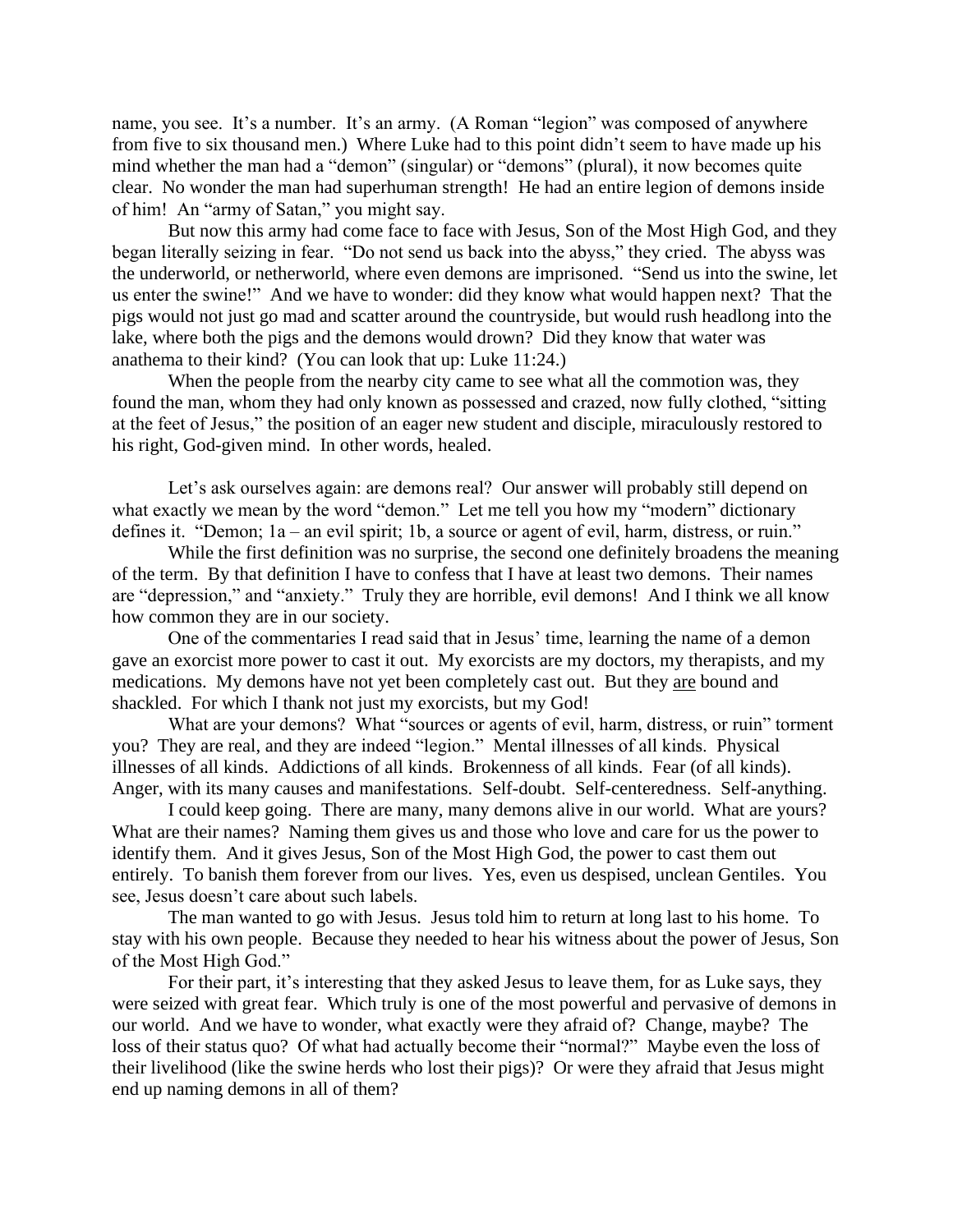name, you see. It's a number. It's an army. (A Roman "legion" was composed of anywhere from five to six thousand men.) Where Luke had to this point didn't seem to have made up his mind whether the man had a "demon" (singular) or "demons" (plural), it now becomes quite clear. No wonder the man had superhuman strength! He had an entire legion of demons inside of him! An "army of Satan," you might say.

But now this army had come face to face with Jesus, Son of the Most High God, and they began literally seizing in fear. "Do not send us back into the abyss," they cried. The abyss was the underworld, or netherworld, where even demons are imprisoned. "Send us into the swine, let us enter the swine!" And we have to wonder: did they know what would happen next? That the pigs would not just go mad and scatter around the countryside, but would rush headlong into the lake, where both the pigs and the demons would drown? Did they know that water was anathema to their kind? (You can look that up: Luke 11:24.)

When the people from the nearby city came to see what all the commotion was, they found the man, whom they had only known as possessed and crazed, now fully clothed, "sitting at the feet of Jesus," the position of an eager new student and disciple, miraculously restored to his right, God-given mind. In other words, healed.

Let's ask ourselves again: are demons real? Our answer will probably still depend on what exactly we mean by the word "demon." Let me tell you how my "modern" dictionary defines it. "Demon; 1a – an evil spirit; 1b, a source or agent of evil, harm, distress, or ruin."

While the first definition was no surprise, the second one definitely broadens the meaning of the term. By that definition I have to confess that I have at least two demons. Their names are "depression," and "anxiety." Truly they are horrible, evil demons! And I think we all know how common they are in our society.

One of the commentaries I read said that in Jesus' time, learning the name of a demon gave an exorcist more power to cast it out. My exorcists are my doctors, my therapists, and my medications. My demons have not yet been completely cast out. But they <u>are</u> bound and shackled. For which I thank not just my exorcists, but my God!

What are your demons? What "sources or agents of evil, harm, distress, or ruin" torment you? They are real, and they are indeed "legion." Mental illnesses of all kinds. Physical illnesses of all kinds. Addictions of all kinds. Brokenness of all kinds. Fear (of all kinds). Anger, with its many causes and manifestations. Self-doubt. Self-centeredness. Self-anything.

I could keep going. There are many, many demons alive in our world. What are yours? What are their names? Naming them gives us and those who love and care for us the power to identify them. And it gives Jesus, Son of the Most High God, the power to cast them out entirely. To banish them forever from our lives. Yes, even us despised, unclean Gentiles. You see, Jesus doesn't care about such labels.

The man wanted to go with Jesus. Jesus told him to return at long last to his home. To stay with his own people. Because they needed to hear his witness about the power of Jesus, Son of the Most High God."

For their part, it's interesting that they asked Jesus to leave them, for as Luke says, they were seized with great fear. Which truly is one of the most powerful and pervasive of demons in our world. And we have to wonder, what exactly were they afraid of? Change, maybe? The loss of their status quo? Of what had actually become their "normal?" Maybe even the loss of their livelihood (like the swine herds who lost their pigs)? Or were they afraid that Jesus might end up naming demons in all of them?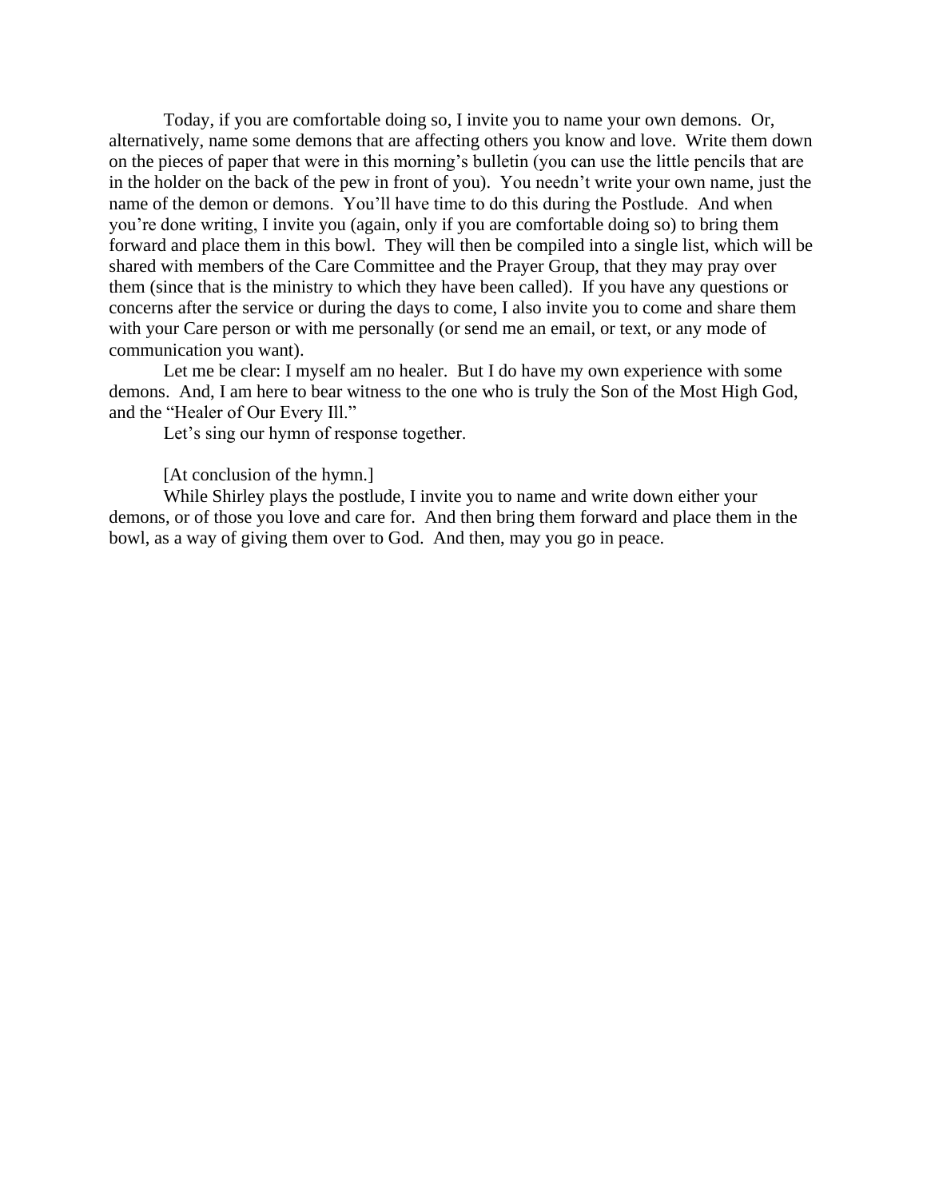Today, if you are comfortable doing so, I invite you to name your own demons. Or, alternatively, name some demons that are affecting others you know and love. Write them down on the pieces of paper that were in this morning's bulletin (you can use the little pencils that are in the holder on the back of the pew in front of you). You needn't write your own name, just the name of the demon or demons. You'll have time to do this during the Postlude. And when you're done writing, I invite you (again, only if you are comfortable doing so) to bring them forward and place them in this bowl. They will then be compiled into a single list, which will be shared with members of the Care Committee and the Prayer Group, that they may pray over them (since that is the ministry to which they have been called). If you have any questions or concerns after the service or during the days to come, I also invite you to come and share them with your Care person or with me personally (or send me an email, or text, or any mode of communication you want).

Let me be clear: I myself am no healer. But I do have my own experience with some demons. And, I am here to bear witness to the one who is truly the Son of the Most High God, and the "Healer of Our Every Ill."

Let's sing our hymn of response together.

[At conclusion of the hymn.]

While Shirley plays the postlude, I invite you to name and write down either your demons, or of those you love and care for. And then bring them forward and place them in the bowl, as a way of giving them over to God. And then, may you go in peace.